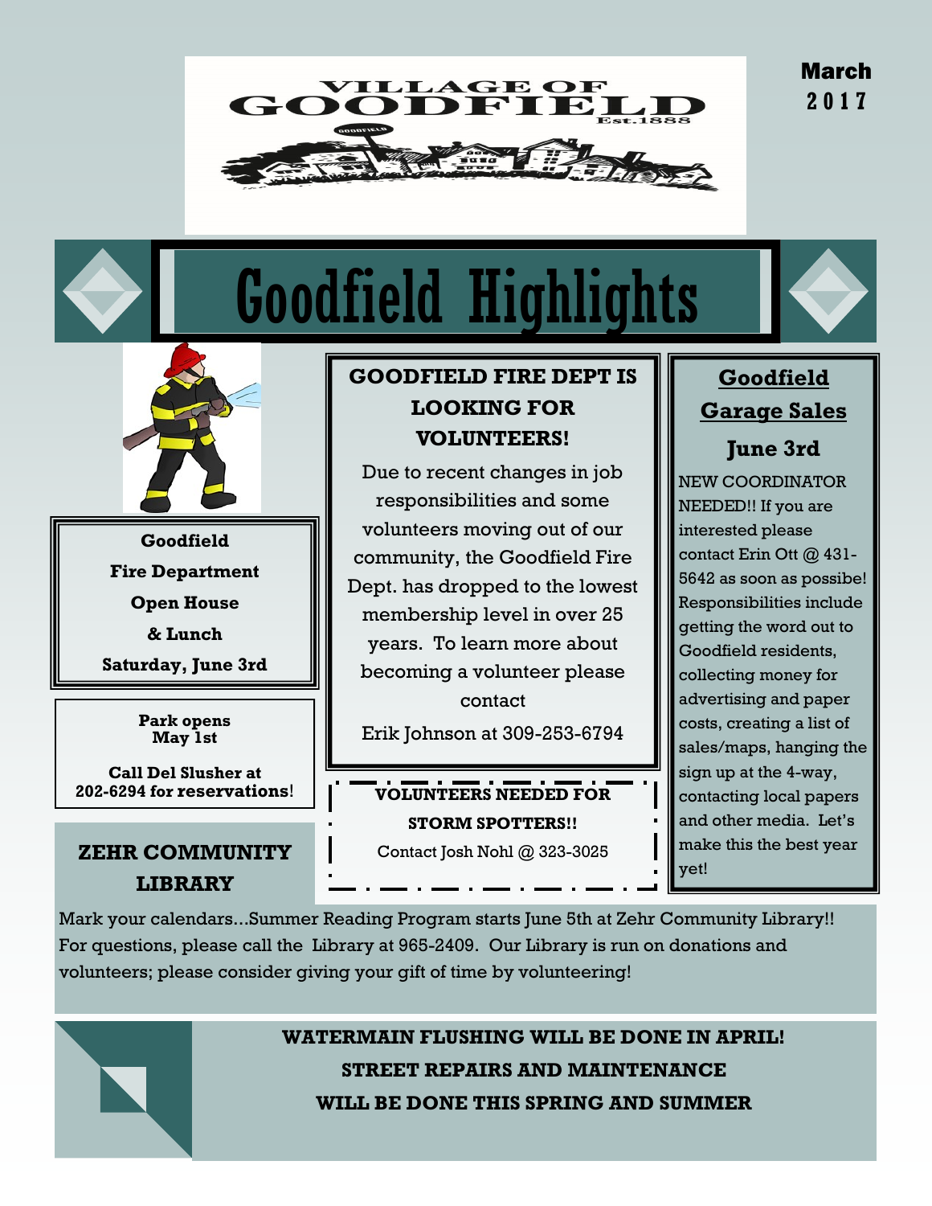# VILLAGE OF GOODFIELD

Est. 1888

March 2017

# Goodfield Highlights

**Goodfield Fire Department Open House & Lunch**
**Saturday, June 3rd**

**Park opens May 1st**

**Call Del Slusher at 202-6294 for reservations!**

## GOODFIELD FIRE DEPT IS LOOKING FOR VOLUNTEERS!

Due to recent changes in job responsibilities and some volunteers moving out of our community, the Goodfield Fire Dept. has dropped to the lowest membership level in over 25 years. To learn more about becoming a volunteer please contact

Erik Johnson at 309-253-6794

**VOLUNTEERS NEEDED FOR STORM SPOTTERS!!**

Contact Josh Nohl @ 323-3025

## Goodfield Garage Sales

### June 3rd

NEW COORDINATOR NEEDED!! If you are interested please contact Erin Ott @ 431-5642 as soon as possibe! Responsibilities include getting the word out to Goodfield residents, collecting money for advertising and paper costs, creating a list of sales/maps, hanging the sign up at the 4-way, contacting local papers and other media. Let's make this the best year yet!

## ZEHR COMMUNITY LIBRARY

Mark your calendars...Summer Reading Program starts June 5th at Zehr Community Library!! For questions, please call the Library at 965-2409. Our Library is run on donations and volunteers; please consider giving your gift of time by volunteering!

**WATERMAIN FLUSHING WILL BE DONE IN APRIL!**

**STREET REPAIRS AND MAINTENANCE WILL BE DONE THIS SPRING AND SUMMER**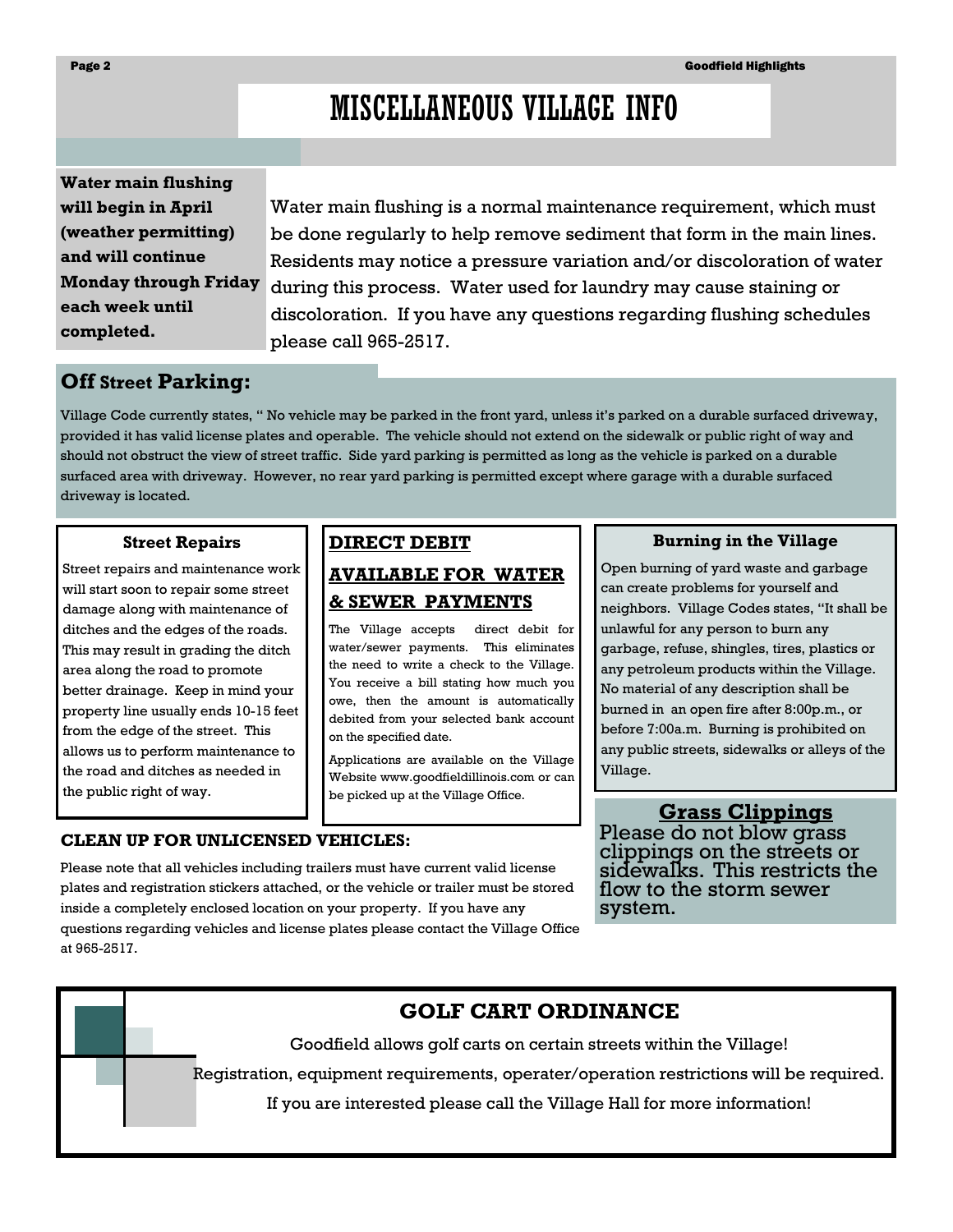# MISCELLANEOUS VILLAGE INFO

**Water main flushing will begin in April (weather permitting) and will continue Monday through Friday each week until completed.**

Water main flushing is a normal maintenance requirement, which must be done regularly to help remove sediment that form in the main lines. Residents may notice a pressure variation and/or discoloration of water during this process. Water used for laundry may cause staining or discoloration. If you have any questions regarding flushing schedules please call 965-2517.

## Off Street Parking:

Village Code currently states, " No vehicle may be parked in the front yard, unless it's parked on a durable surfaced driveway, provided it has valid license plates and operable. The vehicle should not extend on the sidewalk or public right of way and should not obstruct the view of street traffic. Side yard parking is permitted as long as the vehicle is parked on a durable surfaced area with driveway. However, no rear yard parking is permitted except where garage with a durable surfaced driveway is located.

### Street Repairs

Street repairs and maintenance work will start soon to repair some street damage along with maintenance of ditches and the edges of the roads. This may result in grading the ditch area along the road to promote better drainage. Keep in mind your property line usually ends 10-15 feet from the edge of the street. This allows us to perform maintenance to the road and ditches as needed in the public right of way.

### DIRECT DEBIT AVAILABLE FOR WATER & SEWER PAYMENTS

The Village accepts direct debit for water/sewer payments. This eliminates the need to write a check to the Village. You receive a bill stating how much you owe, then the amount is automatically debited from your selected bank account on the specified date.

Applications are available on the Village Website www.goodfieldillinois.com or can be picked up at the Village Office.

### Burning in the Village

Open burning of yard waste and garbage can create problems for yourself and neighbors. Village Codes states, "It shall be unlawful for any person to burn any garbage, refuse, shingles, tires, plastics or any petroleum products within the Village. No material of any description shall be burned in an open fire after 8:00p.m., or before 7:00a.m. Burning is prohibited on any public streets, sidewalks or alleys of the Village.

### CLEAN UP FOR UNLICENSED VEHICLES:

Please note that all vehicles including trailers must have current valid license plates and registration stickers attached, or the vehicle or trailer must be stored inside a completely enclosed location on your property. If you have any questions regarding vehicles and license plates please contact the Village Office at 965-2517.

### Grass Clippings

Please do not blow grass clippings on the streets or sidewalks. This restricts the flow to the storm sewer system.

## GOLF CART ORDINANCE

Goodfield allows golf carts on certain streets within the Village!

Registration, equipment requirements, operater/operation restrictions will be required.

If you are interested please call the Village Hall for more information!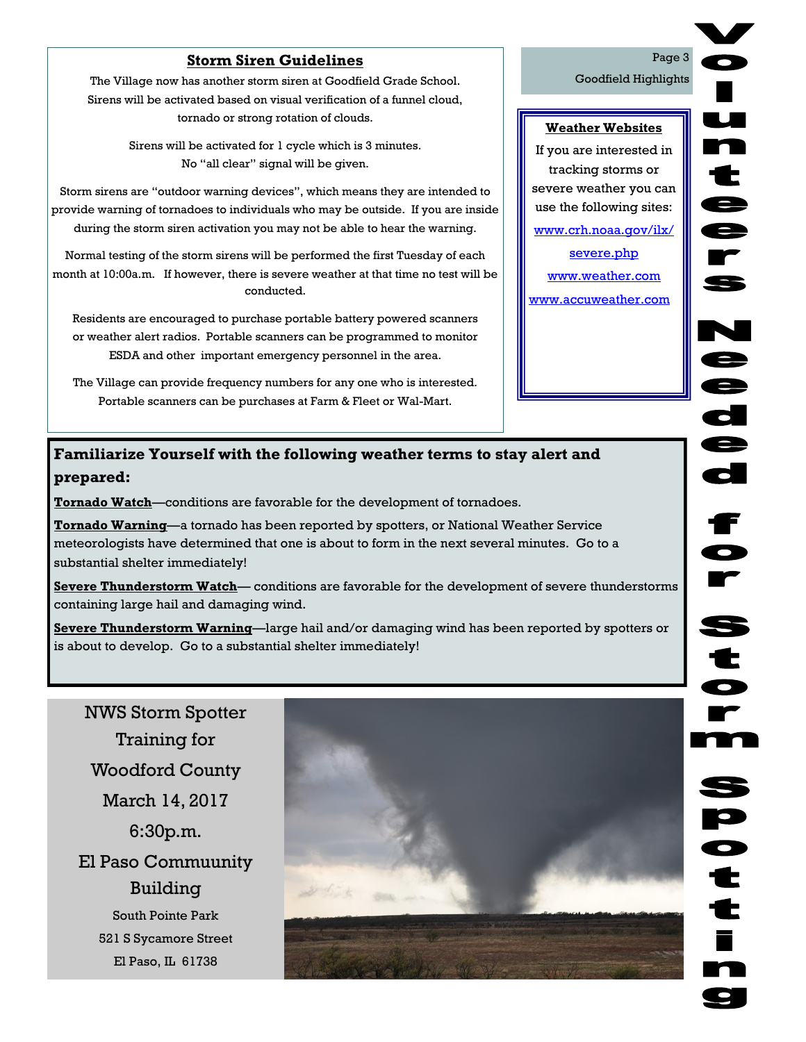## Storm Siren Guidelines

The Village now has another storm siren at Goodfield Grade School. Sirens will be activated based on visual verification of a funnel cloud, tornado or strong rotation of clouds.

Sirens will be activated for 1 cycle which is 3 minutes. No "all clear" signal will be given.

Storm sirens are "outdoor warning devices", which means they are intended to provide warning of tornadoes to individuals who may be outside. If you are inside during the storm siren activation you may not be able to hear the warning.

Normal testing of the storm sirens will be performed the first Tuesday of each month at 10:00a.m. If however, there is severe weather at that time no test will be conducted.

Residents are encouraged to purchase portable battery powered scanners or weather alert radios. Portable scanners can be programmed to monitor ESDA and other important emergency personnel in the area.

The Village can provide frequency numbers for any one who is interested. Portable scanners can be purchases at Farm & Fleet or Wal-Mart.

## Weather Websites

If you are interested in tracking storms or severe weather you can use the following sites:

www.crh.noaa.gov/ilx/severe.php

www.weather.com

www.accuweather.com

# Volunteers Needed for Storm Spotting

**Familiarize Yourself with the following weather terms to stay alert and prepared:**

**Tornado Watch**—conditions are favorable for the development of tornadoes.

**Tornado Warning**—a tornado has been reported by spotters, or National Weather Service meteorologists have determined that one is about to form in the next several minutes. Go to a substantial shelter immediately!

**Severe Thunderstorm Watch**— conditions are favorable for the development of severe thunderstorms containing large hail and damaging wind.

**Severe Thunderstorm Warning**—large hail and/or damaging wind has been reported by spotters or is about to develop. Go to a substantial shelter immediately!

NWS Storm Spotter Training for Woodford County

March 14, 2017

6:30p.m.

El Paso Commuunity Building

South Pointe Park

521 S Sycamore Street

El Paso, IL 61738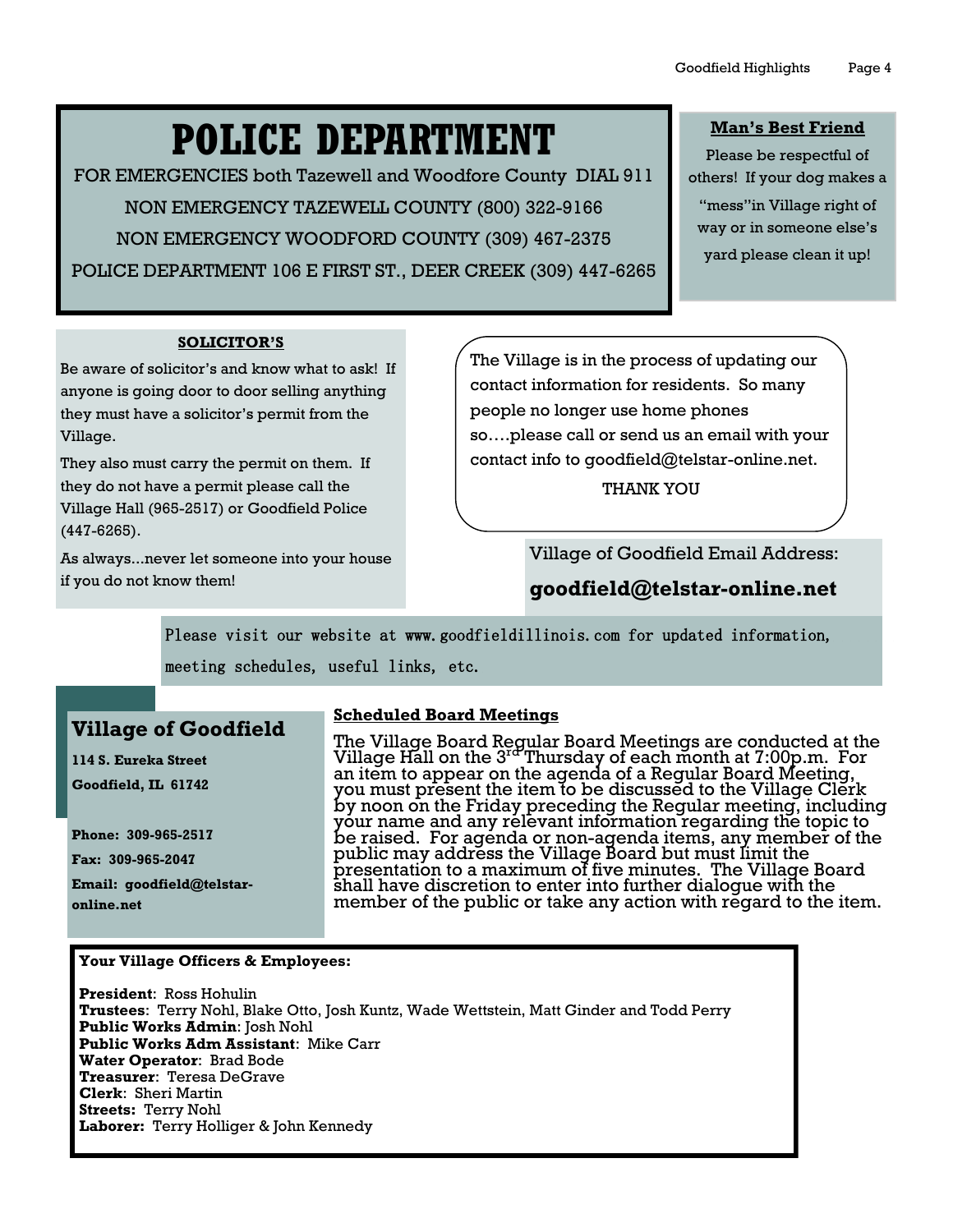# POLICE DEPARTMENT

FOR EMERGENCIES both Tazewell and Woodfore County DIAL 911

NON EMERGENCY TAZEWELL COUNTY (800) 322-9166

NON EMERGENCY WOODFORD COUNTY (309) 467-2375

POLICE DEPARTMENT 106 E FIRST ST., DEER CREEK (309) 447-6265

**Man's Best Friend**

Please be respectful of others! If your dog makes a "mess"in Village right of way or in someone else's yard please clean it up!

**SOLICITOR'S**

Be aware of solicitor's and know what to ask! If anyone is going door to door selling anything they must have a solicitor's permit from the Village.

They also must carry the permit on them. If they do not have a permit please call the Village Hall (965-2517) or Goodfield Police (447-6265).

As always...never let someone into your house if you do not know them!

The Village is in the process of updating our contact information for residents. So many people no longer use home phones so….please call or send us an email with your contact info to goodfield@telstar-online.net.

THANK YOU

Village of Goodfield Email Address:

**goodfield@telstar-online.net**

Please visit our website at www.goodfieldillinois.com for updated information, meeting schedules, useful links, etc.

## Village of Goodfield

**114 S. Eureka Street**

**Goodfield, IL 61742**

**Phone: 309-965-2517**

**Fax: 309-965-2047**

**Email: goodfield@telstar-online.net**

**Scheduled Board Meetings**

The Village Board Regular Board Meetings are conducted at the Village Hall on the 3rd Thursday of each month at 7:00p.m. For an item to appear on the agenda of a Regular Board Meeting, you must present the item to be discussed to the Village Clerk by noon on the Friday preceding the Regular meeting, including your name and any relevant information regarding the topic to be raised. For agenda or non-agenda items, any member of the public may address the Village Board but must limit the presentation to a maximum of five minutes. The Village Board shall have discretion to enter into further dialogue with the member of the public or take any action with regard to the item.

**Your Village Officers & Employees:**

**President**: Ross Hohulin
**Trustees**: Terry Nohl, Blake Otto, Josh Kuntz, Wade Wettstein, Matt Ginder and Todd Perry
**Public Works Admin**: Josh Nohl
**Public Works Adm Assistant**: Mike Carr
**Water Operator**: Brad Bode
**Treasurer**: Teresa DeGrave
**Clerk**: Sheri Martin
**Streets:** Terry Nohl
**Laborer:** Terry Holliger & John Kennedy